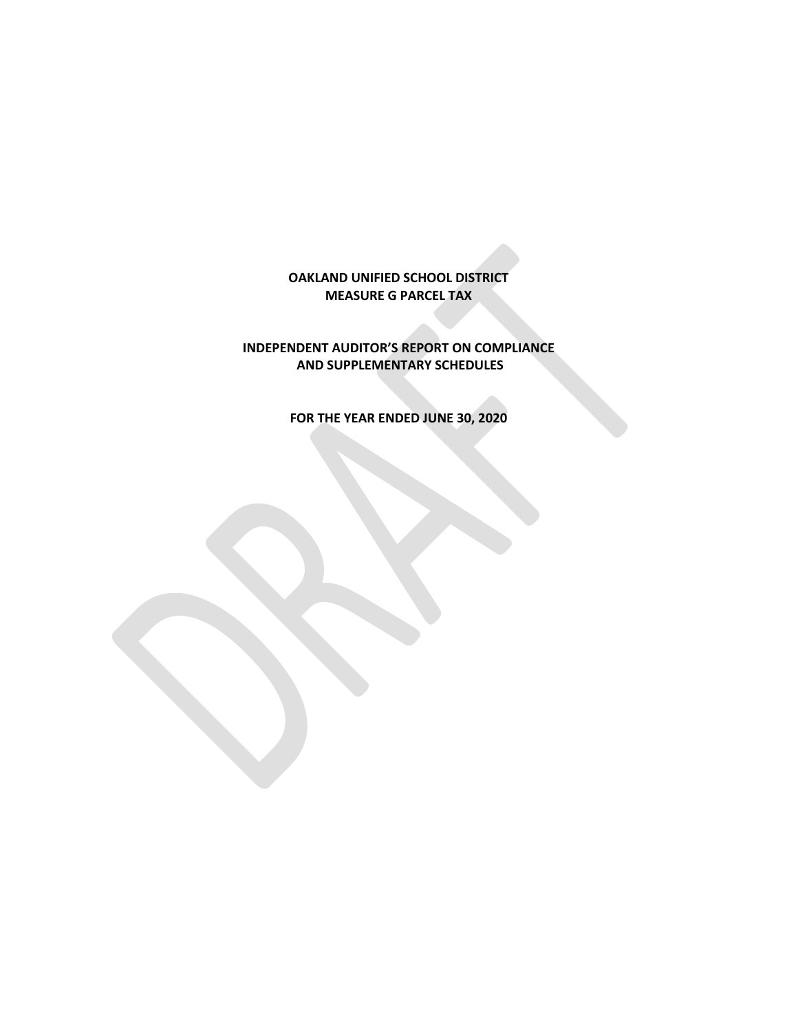# OAKLAND UNIFIED SCHOOL DISTRICT
# MEASURE G PARCEL TAX

## INDEPENDENT AUDITOR'S REPORT ON COMPLIANCE AND SUPPLEMENTARY SCHEDULES

### FOR THE YEAR ENDED JUNE 30, 2020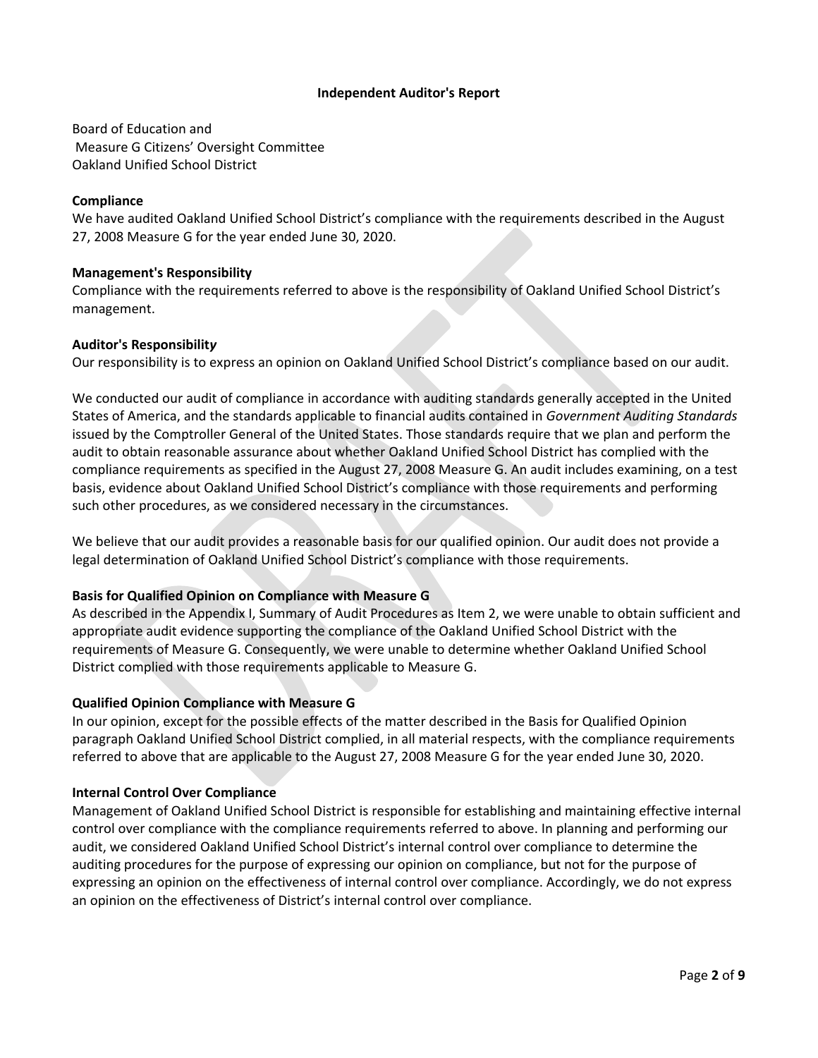## Independent Auditor's Report

Board of Education and
Measure G Citizens' Oversight Committee
Oakland Unified School District

**Compliance**

We have audited Oakland Unified School District's compliance with the requirements described in the August 27, 2008 Measure G for the year ended June 30, 2020.

**Management's Responsibility**

Compliance with the requirements referred to above is the responsibility of Oakland Unified School District's management.

**Auditor's Responsibility**

Our responsibility is to express an opinion on Oakland Unified School District's compliance based on our audit.

We conducted our audit of compliance in accordance with auditing standards generally accepted in the United States of America, and the standards applicable to financial audits contained in *Government Auditing Standards* issued by the Comptroller General of the United States. Those standards require that we plan and perform the audit to obtain reasonable assurance about whether Oakland Unified School District has complied with the compliance requirements as specified in the August 27, 2008 Measure G. An audit includes examining, on a test basis, evidence about Oakland Unified School District's compliance with those requirements and performing such other procedures, as we considered necessary in the circumstances.

We believe that our audit provides a reasonable basis for our qualified opinion. Our audit does not provide a legal determination of Oakland Unified School District's compliance with those requirements.

**Basis for Qualified Opinion on Compliance with Measure G**

As described in the Appendix I, Summary of Audit Procedures as Item 2, we were unable to obtain sufficient and appropriate audit evidence supporting the compliance of the Oakland Unified School District with the requirements of Measure G. Consequently, we were unable to determine whether Oakland Unified School District complied with those requirements applicable to Measure G.

**Qualified Opinion Compliance with Measure G**

In our opinion, except for the possible effects of the matter described in the Basis for Qualified Opinion paragraph Oakland Unified School District complied, in all material respects, with the compliance requirements referred to above that are applicable to the August 27, 2008 Measure G for the year ended June 30, 2020.

**Internal Control Over Compliance**

Management of Oakland Unified School District is responsible for establishing and maintaining effective internal control over compliance with the compliance requirements referred to above. In planning and performing our audit, we considered Oakland Unified School District's internal control over compliance to determine the auditing procedures for the purpose of expressing our opinion on compliance, but not for the purpose of expressing an opinion on the effectiveness of internal control over compliance. Accordingly, we do not express an opinion on the effectiveness of District's internal control over compliance.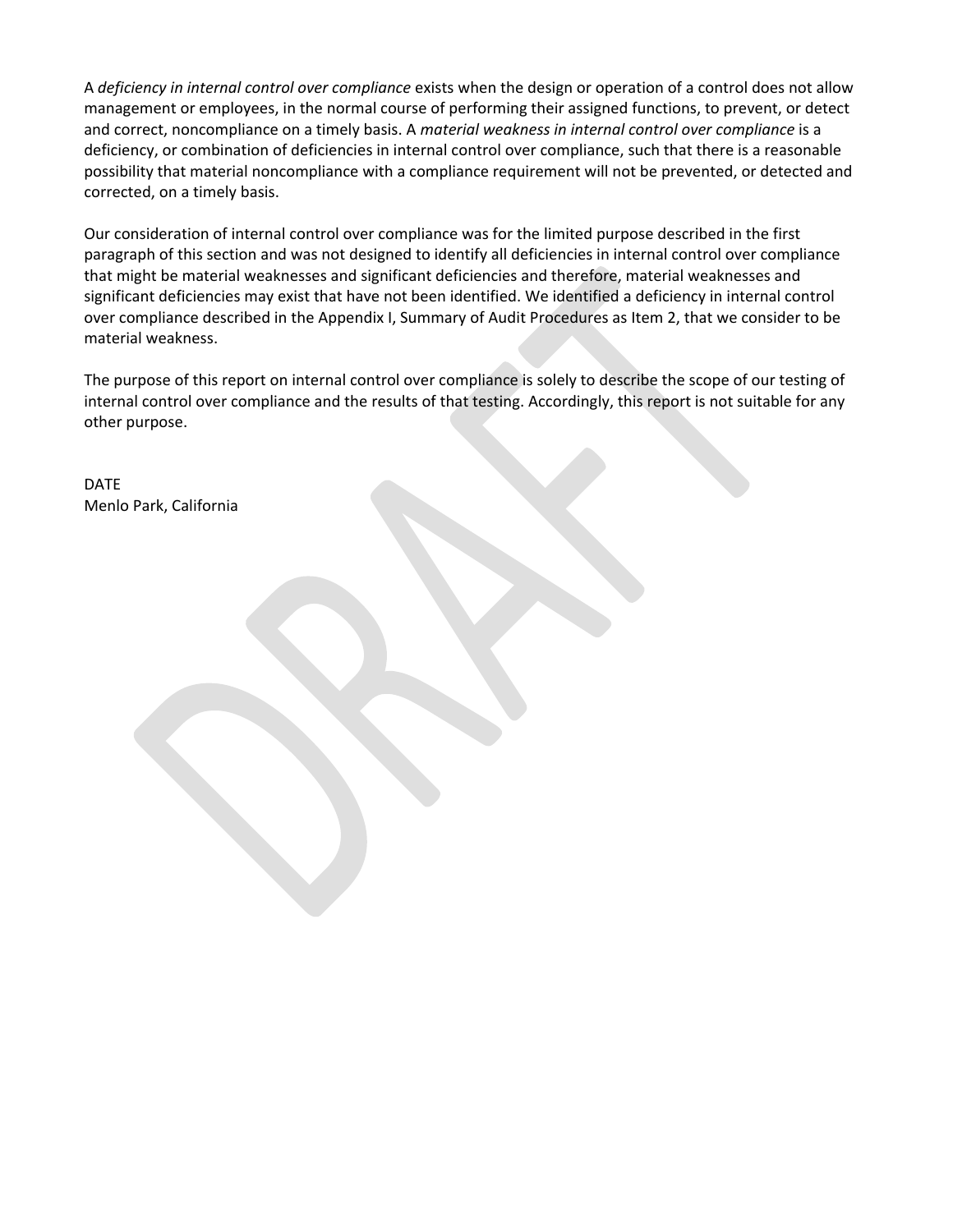A *deficiency in internal control over compliance* exists when the design or operation of a control does not allow management or employees, in the normal course of performing their assigned functions, to prevent, or detect and correct, noncompliance on a timely basis. A *material weakness in internal control over compliance* is a deficiency, or combination of deficiencies in internal control over compliance, such that there is a reasonable possibility that material noncompliance with a compliance requirement will not be prevented, or detected and corrected, on a timely basis.

Our consideration of internal control over compliance was for the limited purpose described in the first paragraph of this section and was not designed to identify all deficiencies in internal control over compliance that might be material weaknesses and significant deficiencies and therefore, material weaknesses and significant deficiencies may exist that have not been identified. We identified a deficiency in internal control over compliance described in the Appendix I, Summary of Audit Procedures as Item 2, that we consider to be material weakness.

The purpose of this report on internal control over compliance is solely to describe the scope of our testing of internal control over compliance and the results of that testing. Accordingly, this report is not suitable for any other purpose.

DATE
Menlo Park, California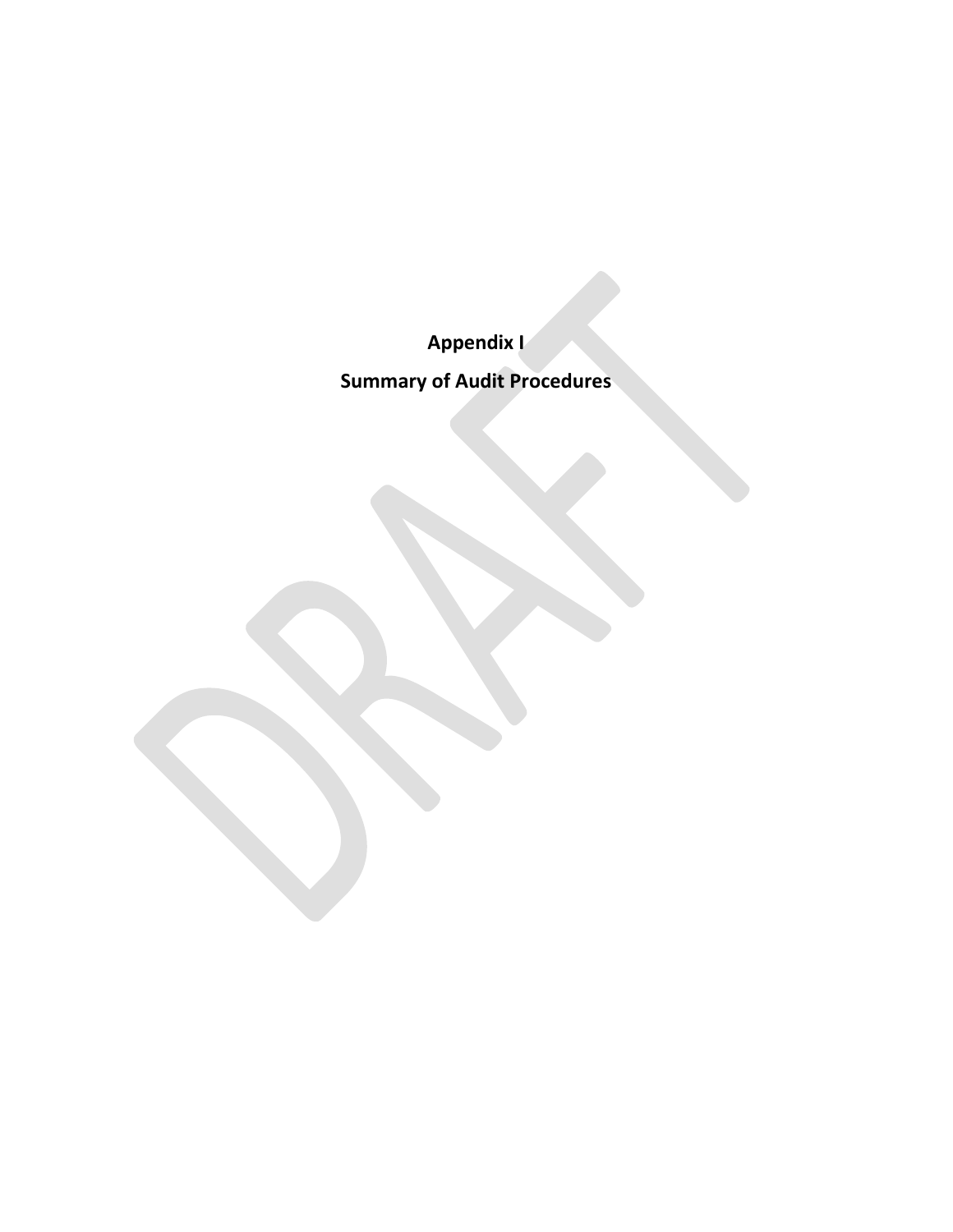# Appendix I

# Summary of Audit Procedures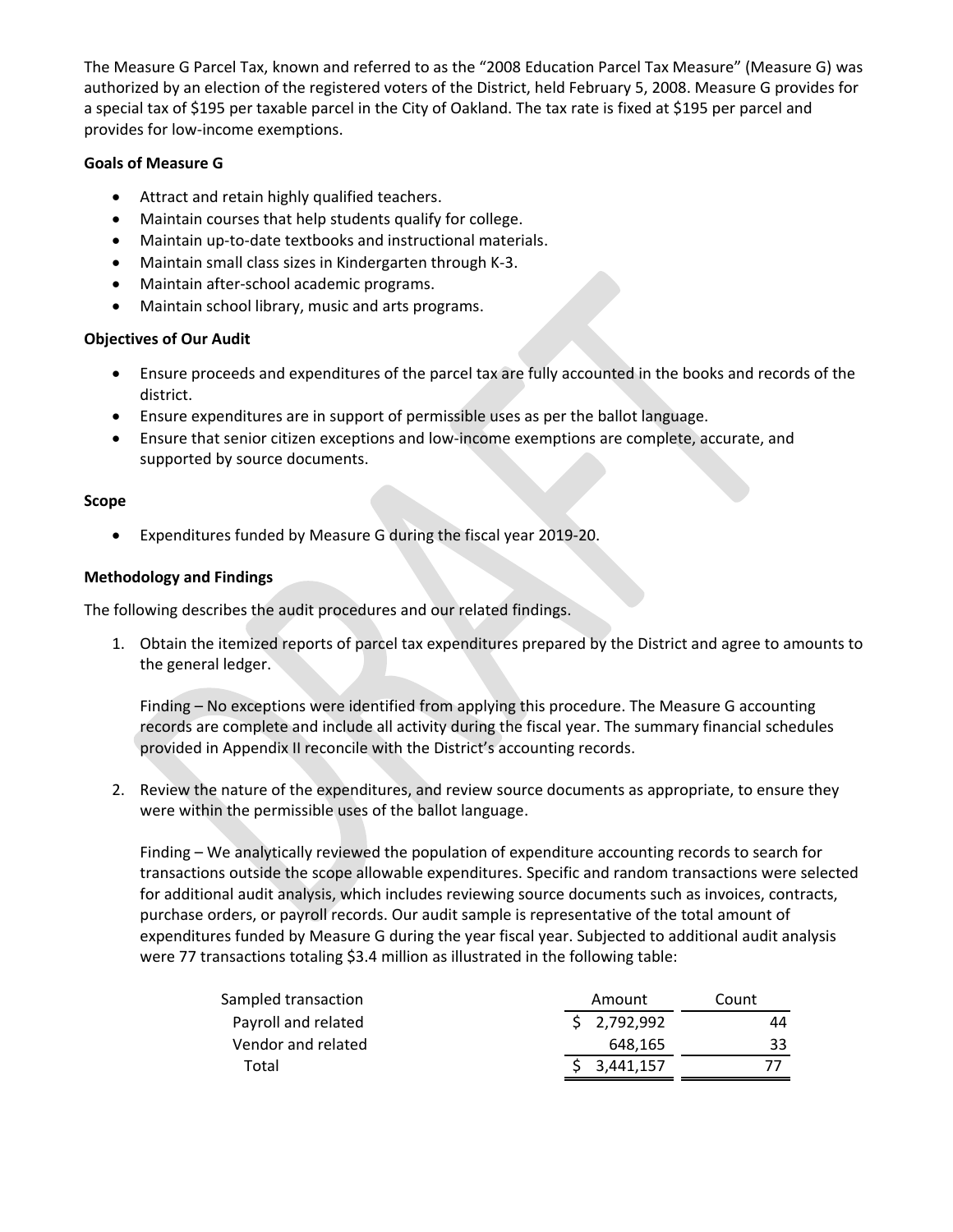The Measure G Parcel Tax, known and referred to as the "2008 Education Parcel Tax Measure" (Measure G) was authorized by an election of the registered voters of the District, held February 5, 2008. Measure G provides for a special tax of $195 per taxable parcel in the City of Oakland. The tax rate is fixed at $195 per parcel and provides for low-income exemptions.

**Goals of Measure G**

- Attract and retain highly qualified teachers.
- Maintain courses that help students qualify for college.
- Maintain up-to-date textbooks and instructional materials.
- Maintain small class sizes in Kindergarten through K-3.
- Maintain after-school academic programs.
- Maintain school library, music and arts programs.

**Objectives of Our Audit**

- Ensure proceeds and expenditures of the parcel tax are fully accounted in the books and records of the district.
- Ensure expenditures are in support of permissible uses as per the ballot language.
- Ensure that senior citizen exceptions and low-income exemptions are complete, accurate, and supported by source documents.

**Scope**

- Expenditures funded by Measure G during the fiscal year 2019-20.

**Methodology and Findings**

The following describes the audit procedures and our related findings.

1. Obtain the itemized reports of parcel tax expenditures prepared by the District and agree to amounts to the general ledger.

   Finding – No exceptions were identified from applying this procedure. The Measure G accounting records are complete and include all activity during the fiscal year. The summary financial schedules provided in Appendix II reconcile with the District's accounting records.

2. Review the nature of the expenditures, and review source documents as appropriate, to ensure they were within the permissible uses of the ballot language.

   Finding – We analytically reviewed the population of expenditure accounting records to search for transactions outside the scope allowable expenditures. Specific and random transactions were selected for additional audit analysis, which includes reviewing source documents such as invoices, contracts, purchase orders, or payroll records. Our audit sample is representative of the total amount of expenditures funded by Measure G during the year fiscal year. Subjected to additional audit analysis were 77 transactions totaling $3.4 million as illustrated in the following table:

| Sampled transaction | Amount | Count |
|---|---|---|
| Payroll and related | $ 2,792,992 | 44 |
| Vendor and related | 648,165 | 33 |
| Total | $ 3,441,157 | 77 |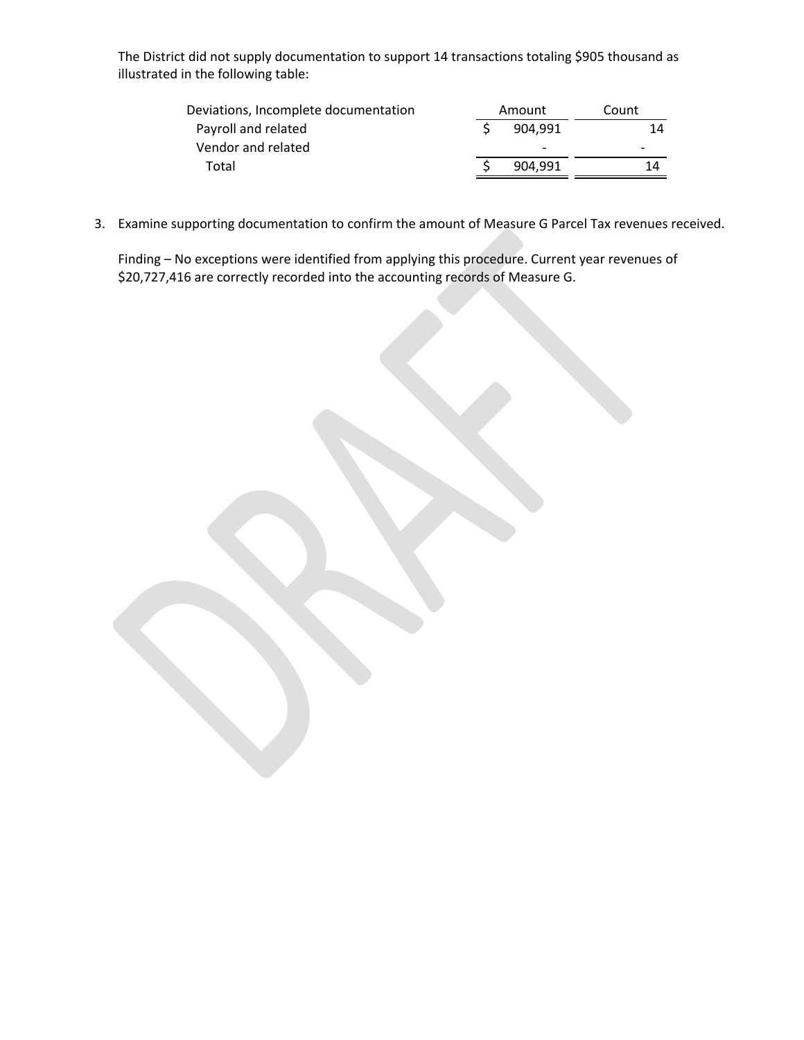The District did not supply documentation to support 14 transactions totaling $905 thousand as illustrated in the following table:

| Deviations, Incomplete documentation | Amount | Count |
|---|---|---|
| Payroll and related | $ 904,991 | 14 |
| Vendor and related | - | - |
| Total | $ 904,991 | 14 |

3. Examine supporting documentation to confirm the amount of Measure G Parcel Tax revenues received.

   Finding – No exceptions were identified from applying this procedure. Current year revenues of $20,727,416 are correctly recorded into the accounting records of Measure G.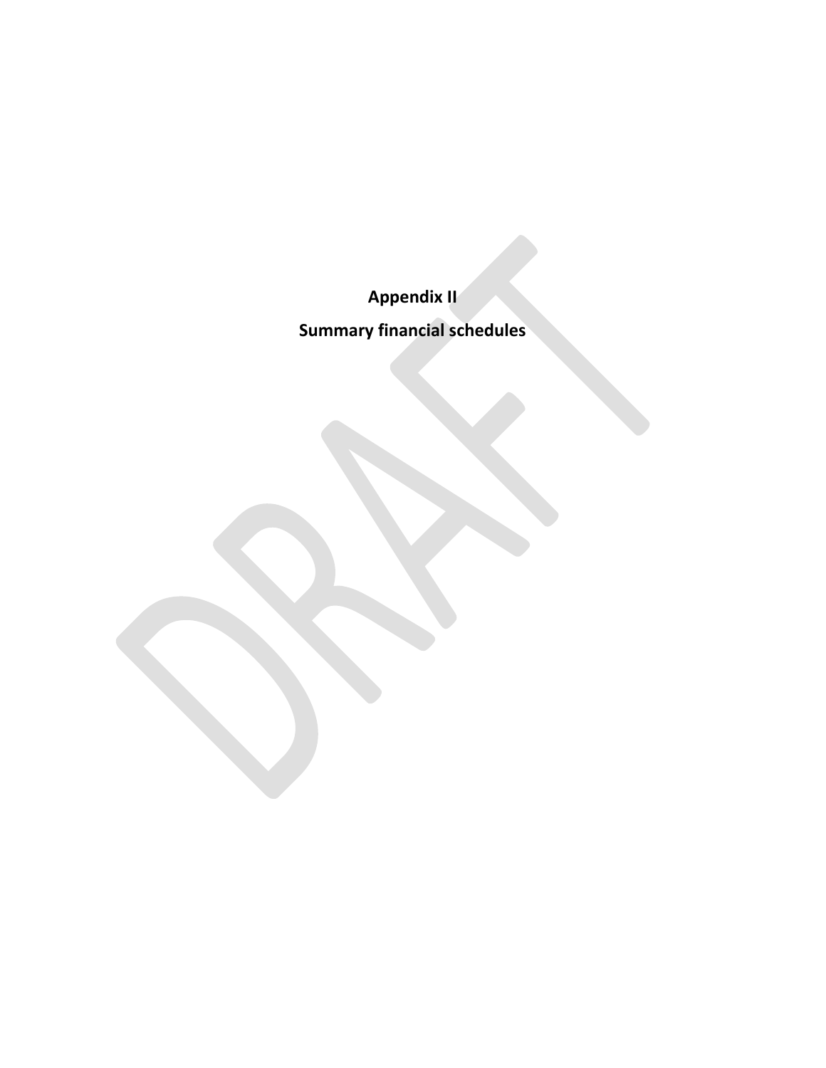# Appendix II

# Summary financial schedules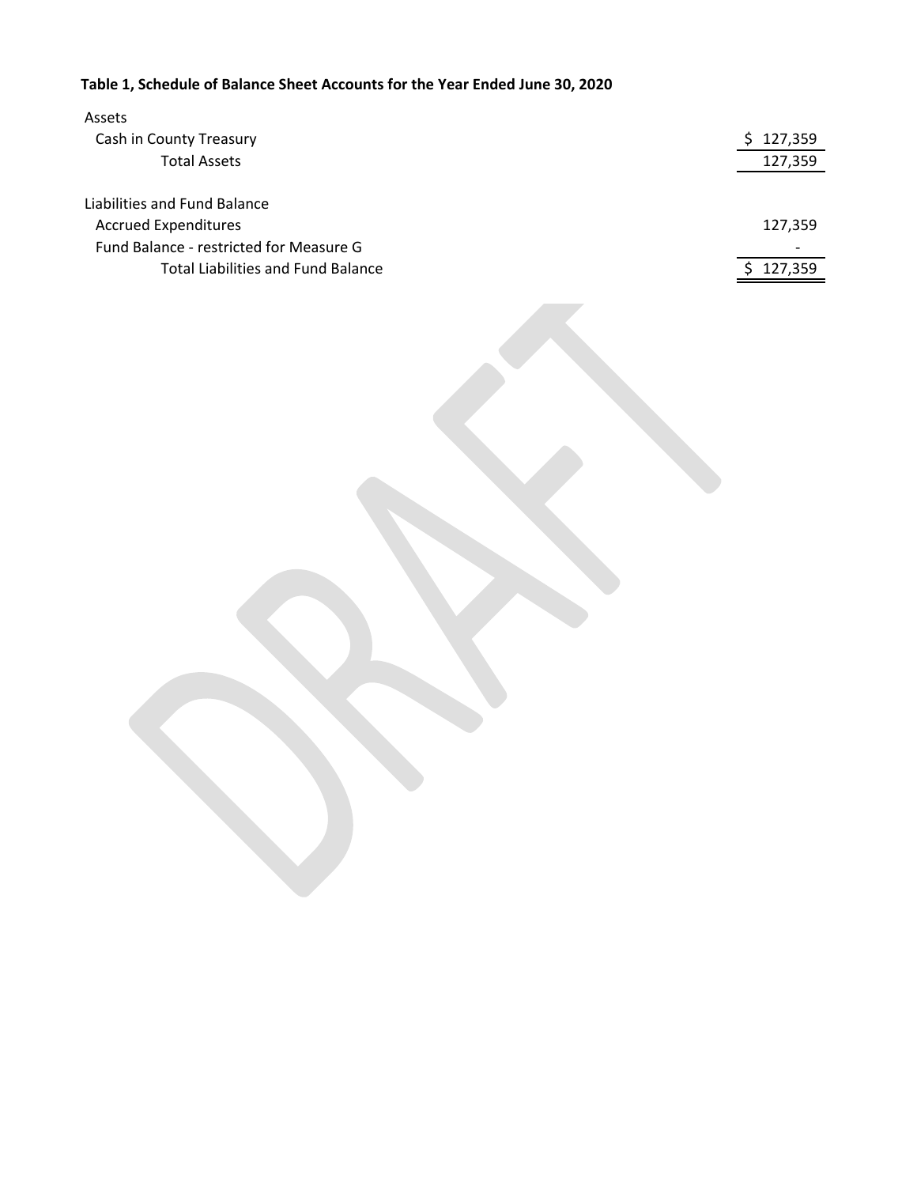**Table 1, Schedule of Balance Sheet Accounts for the Year Ended June 30, 2020**

| | |
|---|---|
| Assets | |
| Cash in County Treasury | $ 127,359 |
| Total Assets | 127,359 |
| | |
| Liabilities and Fund Balance | |
| Accrued Expenditures | 127,359 |
| Fund Balance - restricted for Measure G | - |
| Total Liabilities and Fund Balance | $ 127,359 |

DRAFT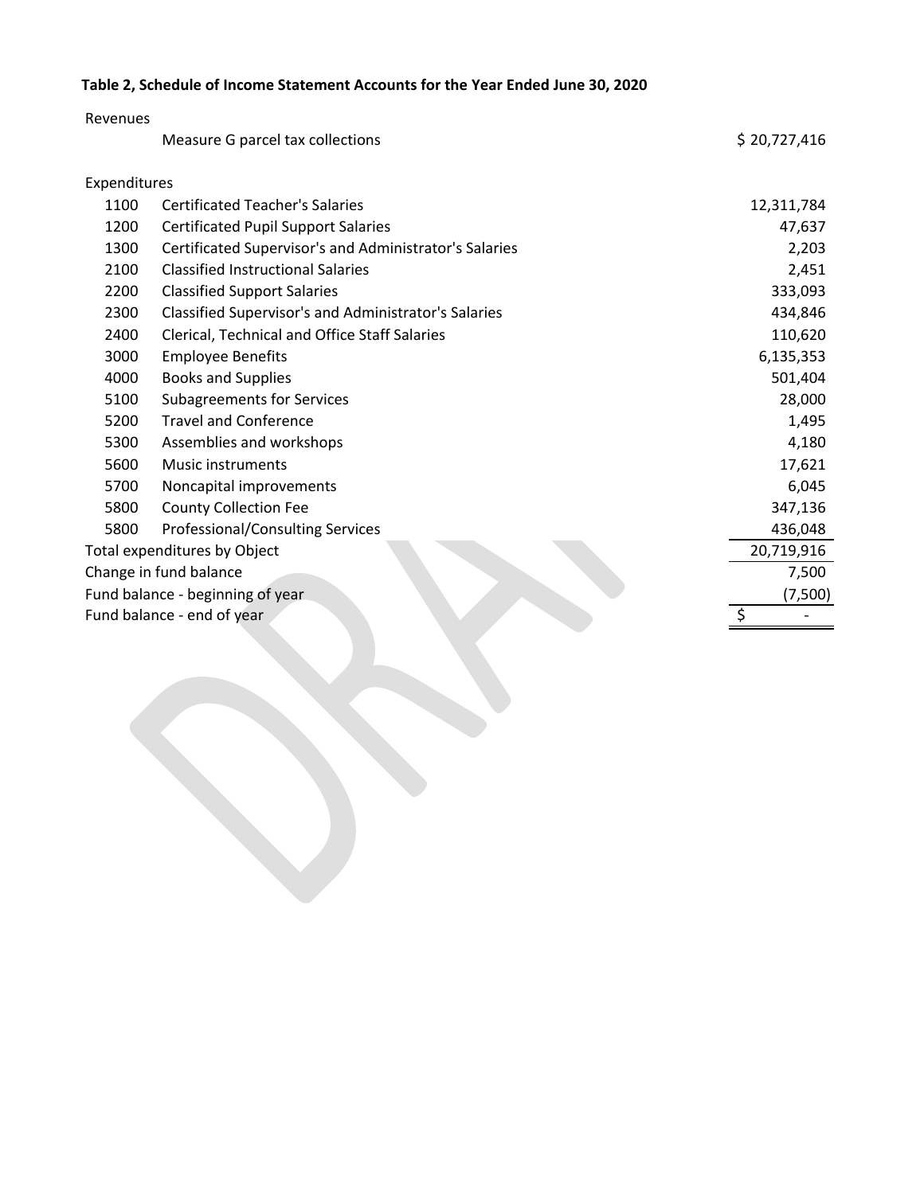**Table 2, Schedule of Income Statement Accounts for the Year Ended June 30, 2020**

| | | |
|---|---|---|
| Revenues | | |
| | Measure G parcel tax collections | $ 20,727,416 |
| Expenditures | | |
| 1100 | Certificated Teacher's Salaries | 12,311,784 |
| 1200 | Certificated Pupil Support Salaries | 47,637 |
| 1300 | Certificated Supervisor's and Administrator's Salaries | 2,203 |
| 2100 | Classified Instructional Salaries | 2,451 |
| 2200 | Classified Support Salaries | 333,093 |
| 2300 | Classified Supervisor's and Administrator's Salaries | 434,846 |
| 2400 | Clerical, Technical and Office Staff Salaries | 110,620 |
| 3000 | Employee Benefits | 6,135,353 |
| 4000 | Books and Supplies | 501,404 |
| 5100 | Subagreements for Services | 28,000 |
| 5200 | Travel and Conference | 1,495 |
| 5300 | Assemblies and workshops | 4,180 |
| 5600 | Music instruments | 17,621 |
| 5700 | Noncapital improvements | 6,045 |
| 5800 | County Collection Fee | 347,136 |
| 5800 | Professional/Consulting Services | 436,048 |
| Total expenditures by Object | | 20,719,916 |
| Change in fund balance | | 7,500 |
| Fund balance - beginning of year | | (7,500) |
| Fund balance - end of year | | $ - |